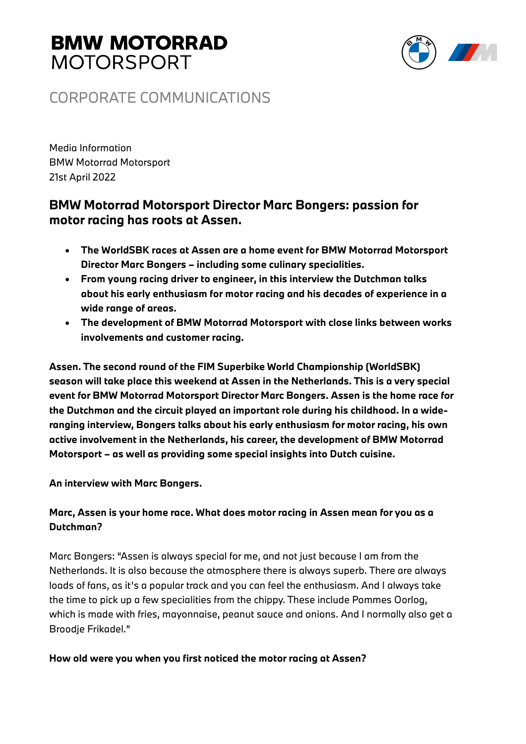**BMW MOTORRAD**
MOTORSPORT

CORPORATE COMMUNICATIONS

Media Information
BMW Motorrad Motorsport
21st April 2022

# BMW Motorrad Motorsport Director Marc Bongers: passion for motor racing has roots at Assen.

- **The WorldSBK races at Assen are a home event for BMW Motorrad Motorsport Director Marc Bongers – including some culinary specialities.**
- **From young racing driver to engineer, in this interview the Dutchman talks about his early enthusiasm for motor racing and his decades of experience in a wide range of areas.**
- **The development of BMW Motorrad Motorsport with close links between works involvements and customer racing.**

**Assen. The second round of the FIM Superbike World Championship (WorldSBK) season will take place this weekend at Assen in the Netherlands. This is a very special event for BMW Motorrad Motorsport Director Marc Bongers. Assen is the home race for the Dutchman and the circuit played an important role during his childhood. In a wide-ranging interview, Bongers talks about his early enthusiasm for motor racing, his own active involvement in the Netherlands, his career, the development of BMW Motorrad Motorsport – as well as providing some special insights into Dutch cuisine.**

**An interview with Marc Bongers.**

**Marc, Assen is your home race. What does motor racing in Assen mean for you as a Dutchman?**

Marc Bongers: "Assen is always special for me, and not just because I am from the Netherlands. It is also because the atmosphere there is always superb. There are always loads of fans, as it's a popular track and you can feel the enthusiasm. And I always take the time to pick up a few specialities from the chippy. These include Pommes Oorlog, which is made with fries, mayonnaise, peanut sauce and onions. And I normally also get a Broodje Frikadel."

**How old were you when you first noticed the motor racing at Assen?**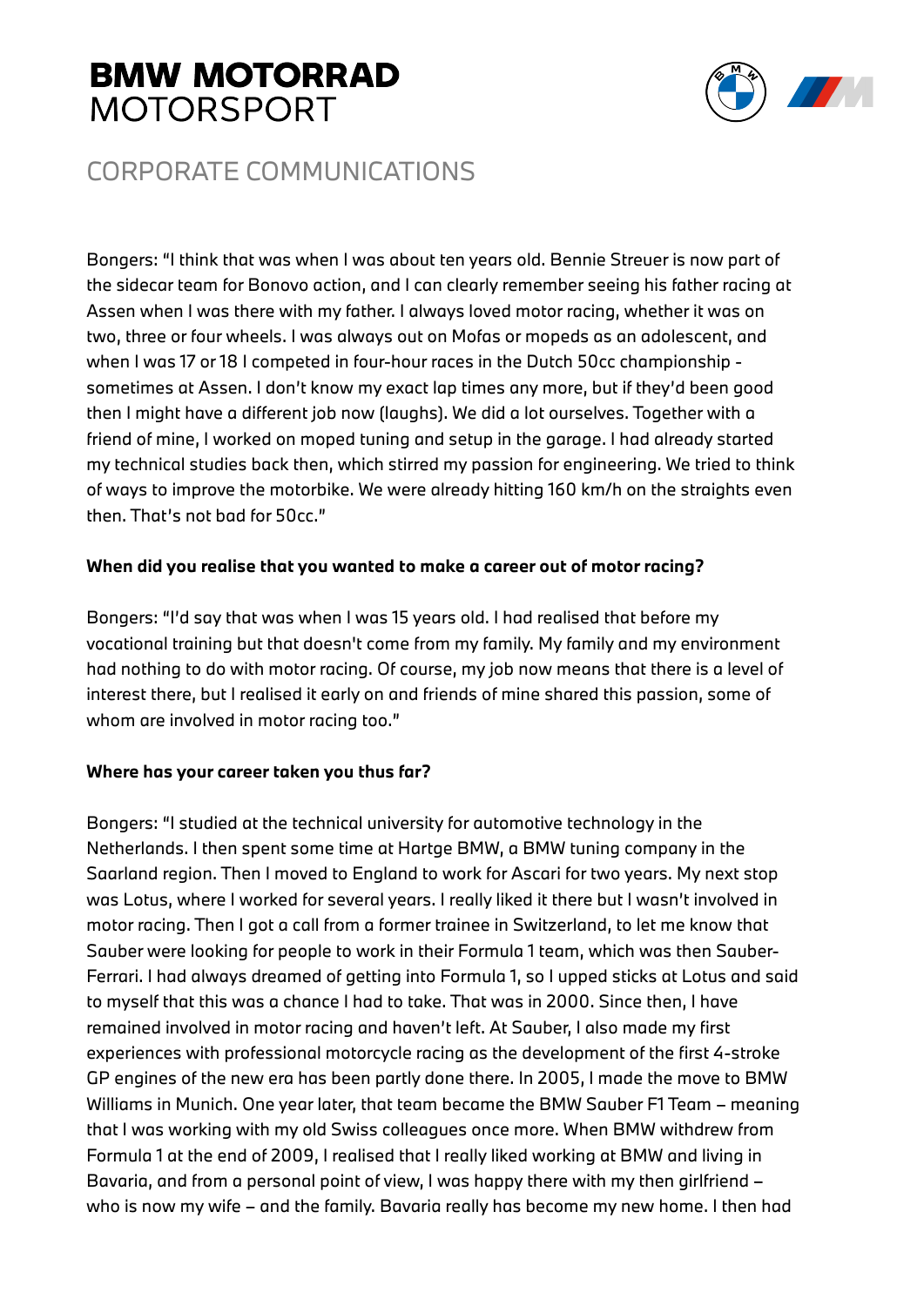Bongers: "I think that was when I was about ten years old. Bennie Streuer is now part of the sidecar team for Bonovo action, and I can clearly remember seeing his father racing at Assen when I was there with my father. I always loved motor racing, whether it was on two, three or four wheels. I was always out on Mofas or mopeds as an adolescent, and when I was 17 or 18 I competed in four-hour races in the Dutch 50cc championship - sometimes at Assen. I don't know my exact lap times any more, but if they'd been good then I might have a different job now (laughs). We did a lot ourselves. Together with a friend of mine, I worked on moped tuning and setup in the garage. I had already started my technical studies back then, which stirred my passion for engineering. We tried to think of ways to improve the motorbike. We were already hitting 160 km/h on the straights even then. That's not bad for 50cc."

**When did you realise that you wanted to make a career out of motor racing?**

Bongers: "I'd say that was when I was 15 years old. I had realised that before my vocational training but that doesn't come from my family. My family and my environment had nothing to do with motor racing. Of course, my job now means that there is a level of interest there, but I realised it early on and friends of mine shared this passion, some of whom are involved in motor racing too."

**Where has your career taken you thus far?**

Bongers: "I studied at the technical university for automotive technology in the Netherlands. I then spent some time at Hartge BMW, a BMW tuning company in the Saarland region. Then I moved to England to work for Ascari for two years. My next stop was Lotus, where I worked for several years. I really liked it there but I wasn't involved in motor racing. Then I got a call from a former trainee in Switzerland, to let me know that Sauber were looking for people to work in their Formula 1 team, which was then Sauber-Ferrari. I had always dreamed of getting into Formula 1, so I upped sticks at Lotus and said to myself that this was a chance I had to take. That was in 2000. Since then, I have remained involved in motor racing and haven't left. At Sauber, I also made my first experiences with professional motorcycle racing as the development of the first 4-stroke GP engines of the new era has been partly done there. In 2005, I made the move to BMW Williams in Munich. One year later, that team became the BMW Sauber F1 Team – meaning that I was working with my old Swiss colleagues once more. When BMW withdrew from Formula 1 at the end of 2009, I realised that I really liked working at BMW and living in Bavaria, and from a personal point of view, I was happy there with my then girlfriend – who is now my wife – and the family. Bavaria really has become my new home. I then had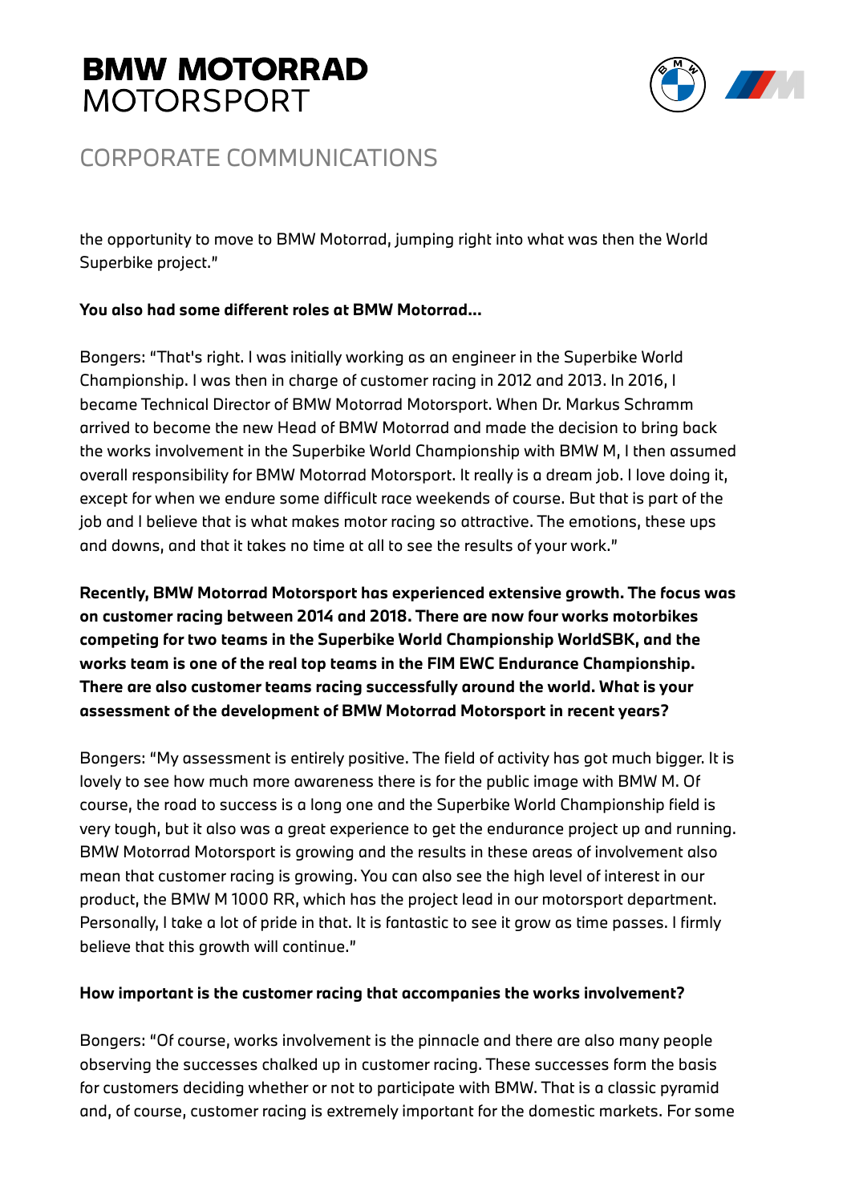the opportunity to move to BMW Motorrad, jumping right into what was then the World Superbike project."

**You also had some different roles at BMW Motorrad…**

Bongers: "That's right. I was initially working as an engineer in the Superbike World Championship. I was then in charge of customer racing in 2012 and 2013. In 2016, I became Technical Director of BMW Motorrad Motorsport. When Dr. Markus Schramm arrived to become the new Head of BMW Motorrad and made the decision to bring back the works involvement in the Superbike World Championship with BMW M, I then assumed overall responsibility for BMW Motorrad Motorsport. It really is a dream job. I love doing it, except for when we endure some difficult race weekends of course. But that is part of the job and I believe that is what makes motor racing so attractive. The emotions, these ups and downs, and that it takes no time at all to see the results of your work."

**Recently, BMW Motorrad Motorsport has experienced extensive growth. The focus was on customer racing between 2014 and 2018. There are now four works motorbikes competing for two teams in the Superbike World Championship WorldSBK, and the works team is one of the real top teams in the FIM EWC Endurance Championship. There are also customer teams racing successfully around the world. What is your assessment of the development of BMW Motorrad Motorsport in recent years?**

Bongers: "My assessment is entirely positive. The field of activity has got much bigger. It is lovely to see how much more awareness there is for the public image with BMW M. Of course, the road to success is a long one and the Superbike World Championship field is very tough, but it also was a great experience to get the endurance project up and running. BMW Motorrad Motorsport is growing and the results in these areas of involvement also mean that customer racing is growing. You can also see the high level of interest in our product, the BMW M 1000 RR, which has the project lead in our motorsport department. Personally, I take a lot of pride in that. It is fantastic to see it grow as time passes. I firmly believe that this growth will continue."

**How important is the customer racing that accompanies the works involvement?**

Bongers: "Of course, works involvement is the pinnacle and there are also many people observing the successes chalked up in customer racing. These successes form the basis for customers deciding whether or not to participate with BMW. That is a classic pyramid and, of course, customer racing is extremely important for the domestic markets. For some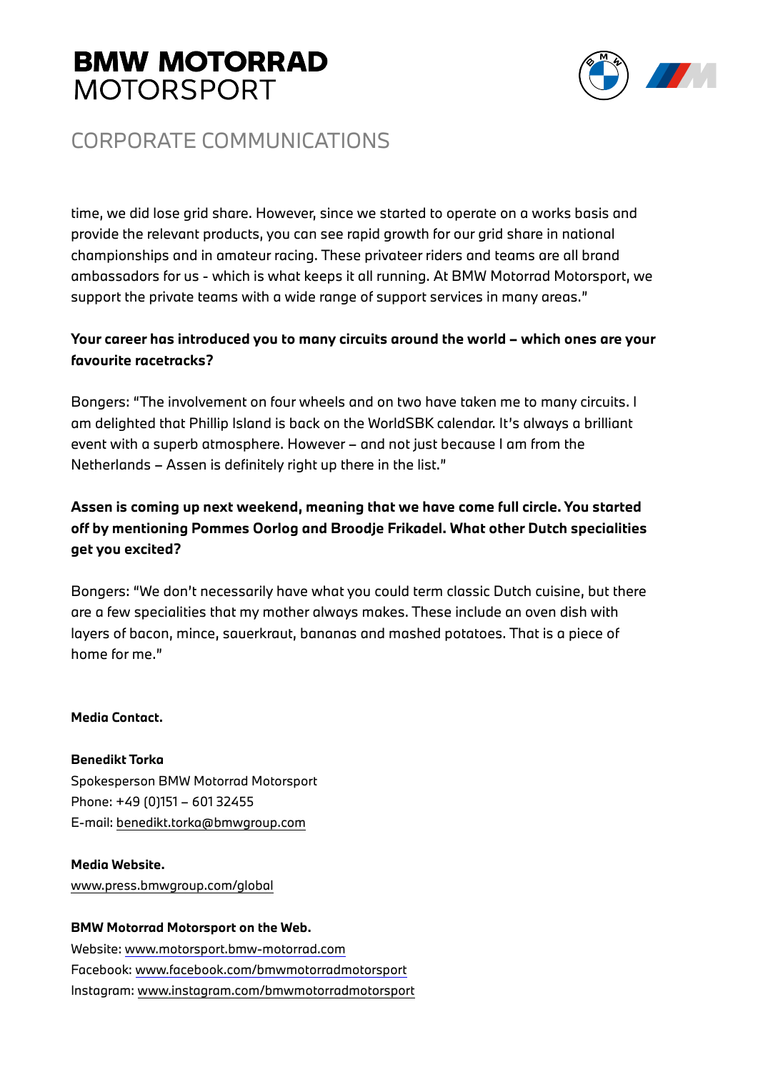time, we did lose grid share. However, since we started to operate on a works basis and provide the relevant products, you can see rapid growth for our grid share in national championships and in amateur racing. These privateer riders and teams are all brand ambassadors for us - which is what keeps it all running. At BMW Motorrad Motorsport, we support the private teams with a wide range of support services in many areas."

**Your career has introduced you to many circuits around the world – which ones are your favourite racetracks?**

Bongers: "The involvement on four wheels and on two have taken me to many circuits. I am delighted that Phillip Island is back on the WorldSBK calendar. It's always a brilliant event with a superb atmosphere. However – and not just because I am from the Netherlands – Assen is definitely right up there in the list."

**Assen is coming up next weekend, meaning that we have come full circle. You started off by mentioning Pommes Oorlog and Broodje Frikadel. What other Dutch specialities get you excited?**

Bongers: "We don't necessarily have what you could term classic Dutch cuisine, but there are a few specialities that my mother always makes. These include an oven dish with layers of bacon, mince, sauerkraut, bananas and mashed potatoes. That is a piece of home for me."

**Media Contact.**

**Benedikt Torka**
Spokesperson BMW Motorrad Motorsport
Phone: +49 (0)151 – 601 32455
E-mail: benedikt.torka@bmwgroup.com

**Media Website.**
www.press.bmwgroup.com/global

**BMW Motorrad Motorsport on the Web.**
Website: www.motorsport.bmw-motorrad.com
Facebook: www.facebook.com/bmwmotorradmotorsport
Instagram: www.instagram.com/bmwmotorradmotorsport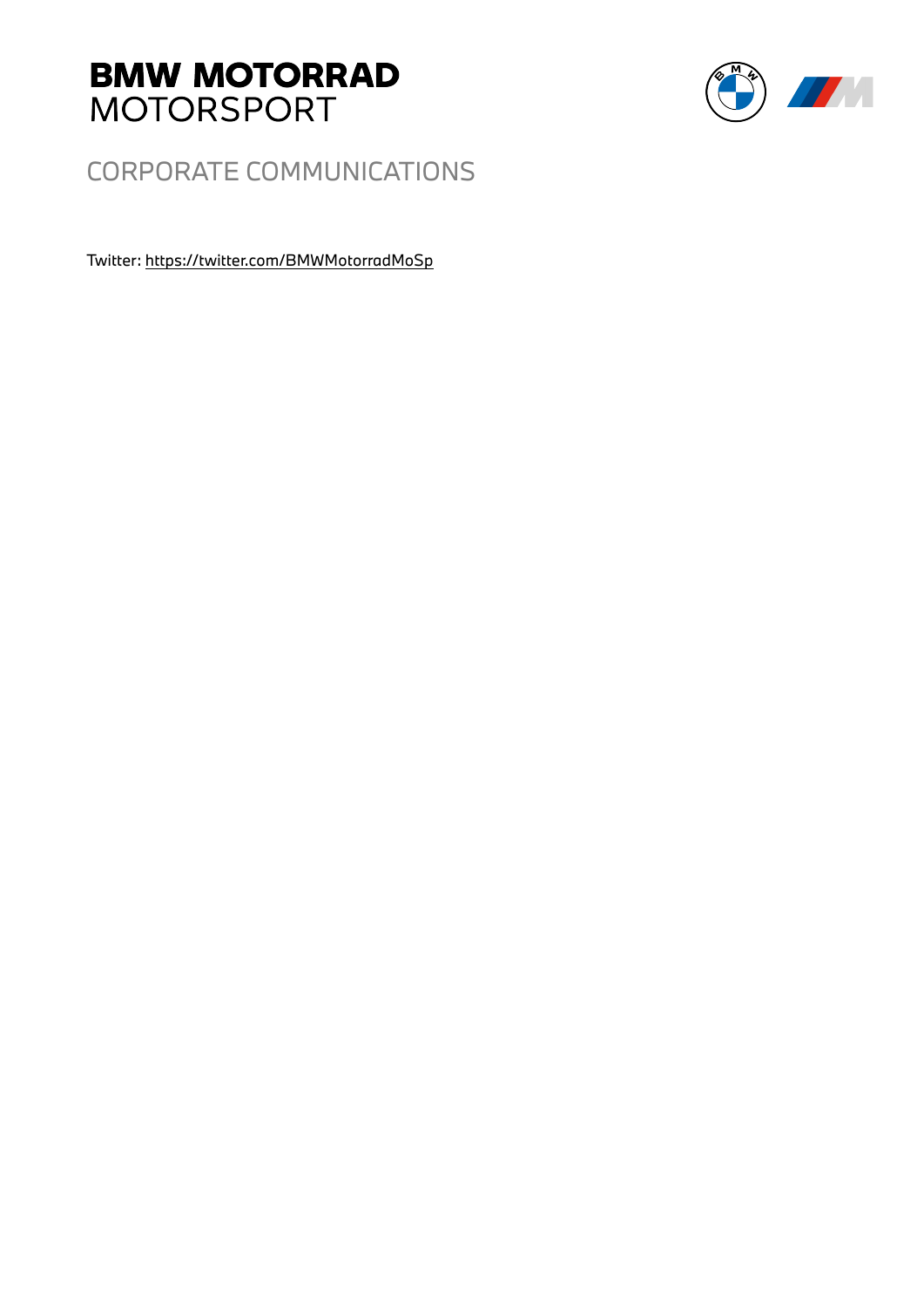Twitter: https://twitter.com/BMWMotorradMoSp